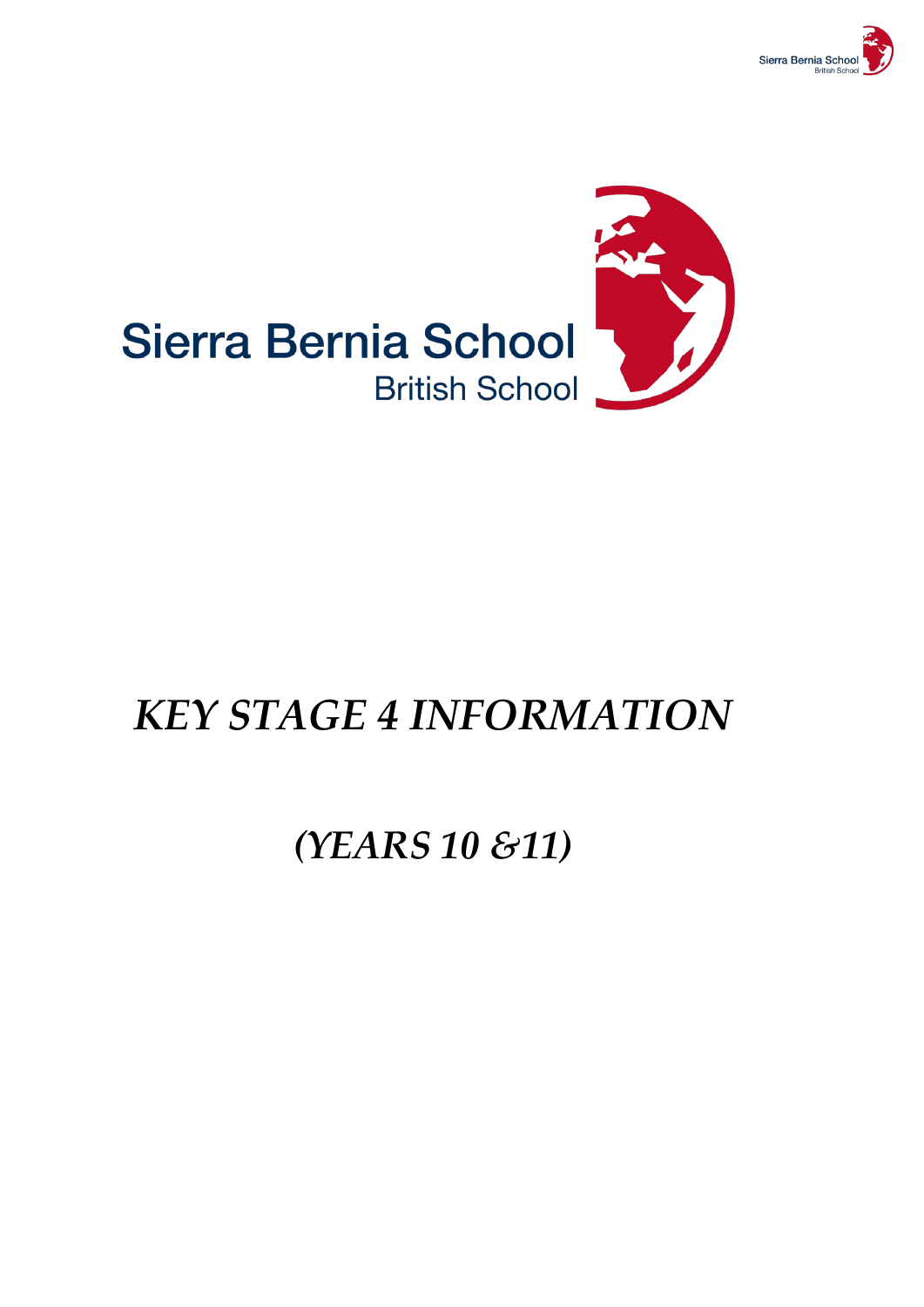Sierra Bernia School

British School

# *KEY STAGE 4 INFORMATION*

## *(YEARS 10 &11)*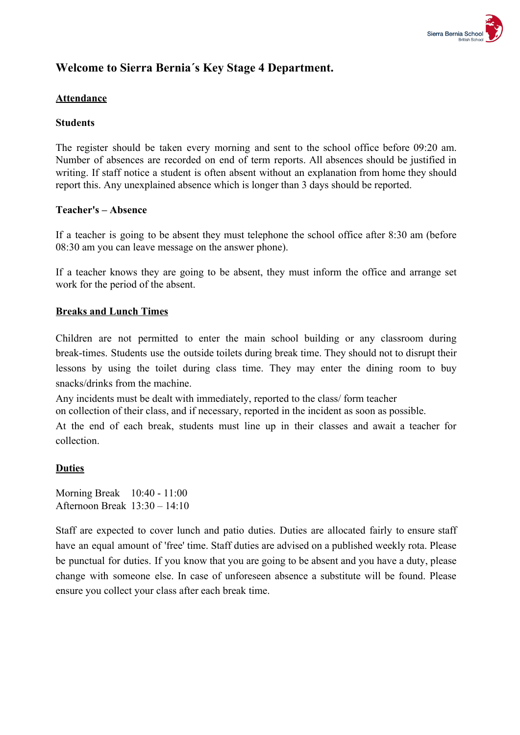# Welcome to Sierra Bernia´s Key Stage 4 Department.

## Attendance

### Students

The register should be taken every morning and sent to the school office before 09:20 am. Number of absences are recorded on end of term reports. All absences should be justified in writing. If staff notice a student is often absent without an explanation from home they should report this. Any unexplained absence which is longer than 3 days should be reported.

### Teacher's – Absence

If a teacher is going to be absent they must telephone the school office after 8:30 am (before 08:30 am you can leave message on the answer phone).

If a teacher knows they are going to be absent, they must inform the office and arrange set work for the period of the absent.

## Breaks and Lunch Times

Children are not permitted to enter the main school building or any classroom during break-times. Students use the outside toilets during break time. They should not to disrupt their lessons by using the toilet during class time. They may enter the dining room to buy snacks/drinks from the machine.

Any incidents must be dealt with immediately, reported to the class/ form teacher on collection of their class, and if necessary, reported in the incident as soon as possible.

At the end of each break, students must line up in their classes and await a teacher for collection.

## Duties

Morning Break 10:40 - 11:00
Afternoon Break 13:30 – 14:10

Staff are expected to cover lunch and patio duties. Duties are allocated fairly to ensure staff have an equal amount of 'free' time. Staff duties are advised on a published weekly rota. Please be punctual for duties. If you know that you are going to be absent and you have a duty, please change with someone else. In case of unforeseen absence a substitute will be found. Please ensure you collect your class after each break time.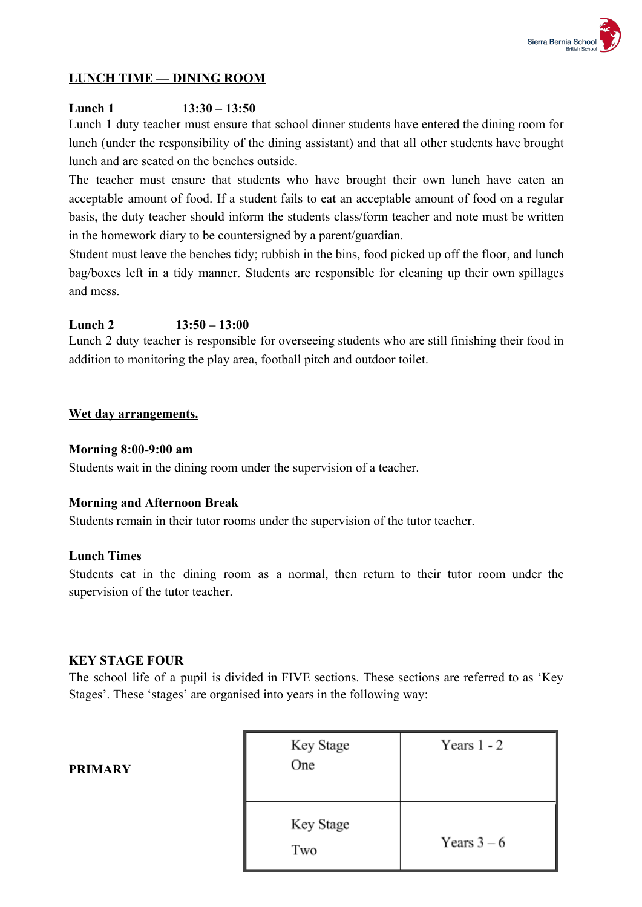**LUNCH TIME — DINING ROOM**

**Lunch 1 13:30 – 13:50**

Lunch 1 duty teacher must ensure that school dinner students have entered the dining room for lunch (under the responsibility of the dining assistant) and that all other students have brought lunch and are seated on the benches outside.

The teacher must ensure that students who have brought their own lunch have eaten an acceptable amount of food. If a student fails to eat an acceptable amount of food on a regular basis, the duty teacher should inform the students class/form teacher and note must be written in the homework diary to be countersigned by a parent/guardian.

Student must leave the benches tidy; rubbish in the bins, food picked up off the floor, and lunch bag/boxes left in a tidy manner. Students are responsible for cleaning up their own spillages and mess.

**Lunch 2 13:50 – 13:00**

Lunch 2 duty teacher is responsible for overseeing students who are still finishing their food in addition to monitoring the play area, football pitch and outdoor toilet.

**Wet day arrangements.**

**Morning 8:00-9:00 am**

Students wait in the dining room under the supervision of a teacher.

**Morning and Afternoon Break**

Students remain in their tutor rooms under the supervision of the tutor teacher.

**Lunch Times**

Students eat in the dining room as a normal, then return to their tutor room under the supervision of the tutor teacher.

**KEY STAGE FOUR**

The school life of a pupil is divided in FIVE sections. These sections are referred to as 'Key Stages'. These 'stages' are organised into years in the following way:

| | | |
|---|---|---|
| **PRIMARY** | Key Stage One | Years 1 - 2 |
| | Key Stage Two | Years 3 – 6 |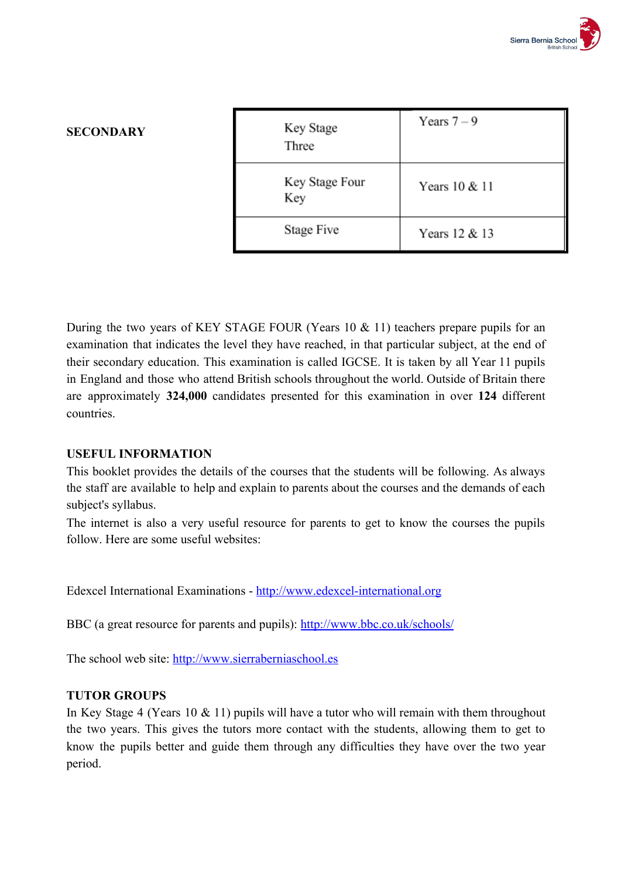**SECONDARY**

| Key Stage Three | Years 7 – 9 |
|---|---|
| Key Stage Four Key | Years 10 & 11 |
| Stage Five | Years 12 & 13 |

During the two years of KEY STAGE FOUR (Years 10 & 11) teachers prepare pupils for an examination that indicates the level they have reached, in that particular subject, at the end of their secondary education. This examination is called IGCSE. It is taken by all Year 11 pupils in England and those who attend British schools throughout the world. Outside of Britain there are approximately **324,000** candidates presented for this examination in over **124** different countries.

**USEFUL INFORMATION**

This booklet provides the details of the courses that the students will be following. As always the staff are available to help and explain to parents about the courses and the demands of each subject's syllabus.

The internet is also a very useful resource for parents to get to know the courses the pupils follow. Here are some useful websites:

Edexcel International Examinations - http://www.edexcel-international.org

BBC (a great resource for parents and pupils): http://www.bbc.co.uk/schools/

The school web site: http://www.sierraberniaschool.es

**TUTOR GROUPS**

In Key Stage 4 (Years 10 & 11) pupils will have a tutor who will remain with them throughout the two years. This gives the tutors more contact with the students, allowing them to get to know the pupils better and guide them through any difficulties they have over the two year period.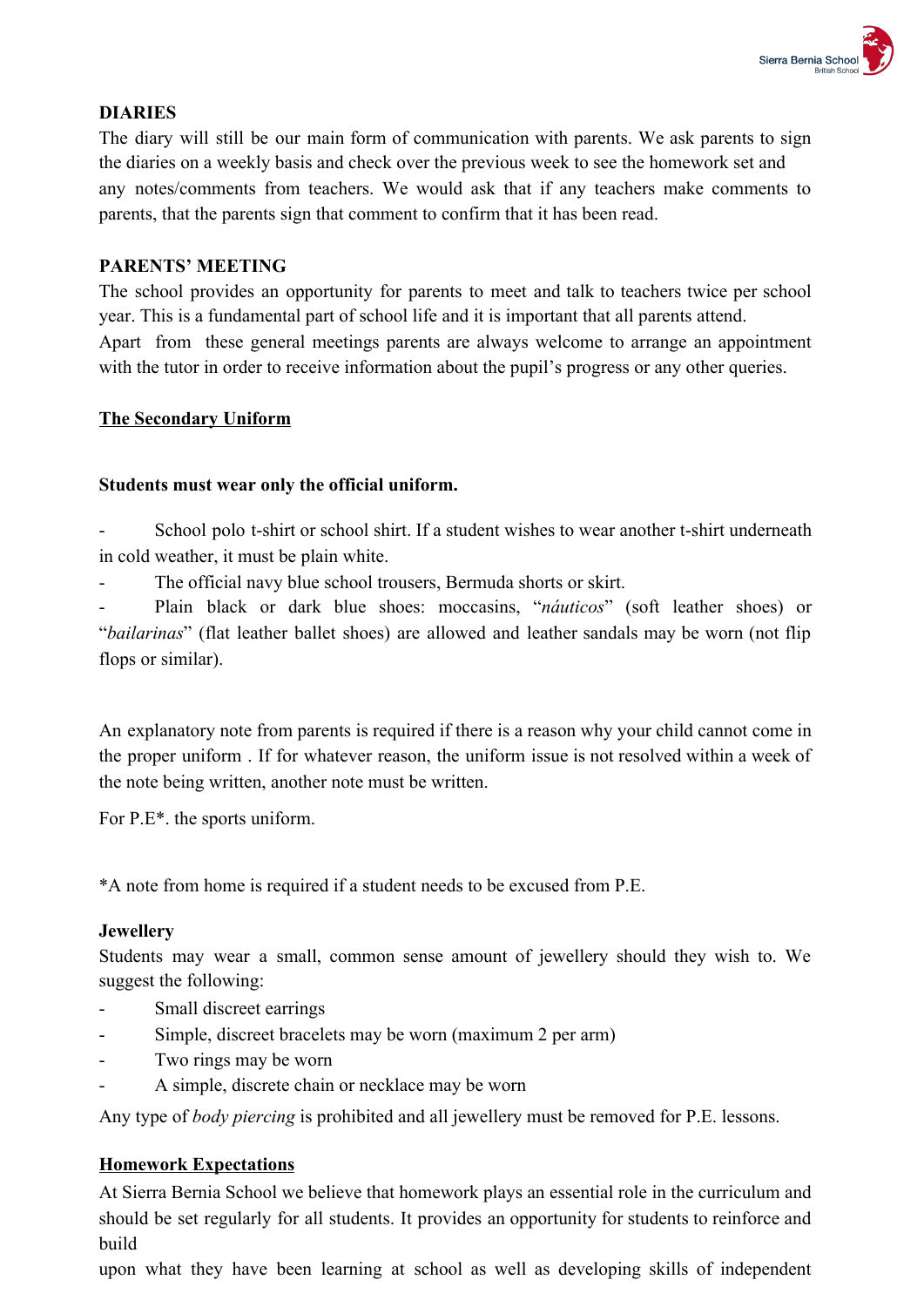**DIARIES**

The diary will still be our main form of communication with parents. We ask parents to sign the diaries on a weekly basis and check over the previous week to see the homework set and any notes/comments from teachers. We would ask that if any teachers make comments to parents, that the parents sign that comment to confirm that it has been read.

**PARENTS' MEETING**

The school provides an opportunity for parents to meet and talk to teachers twice per school year. This is a fundamental part of school life and it is important that all parents attend.
Apart from these general meetings parents are always welcome to arrange an appointment with the tutor in order to receive information about the pupil's progress or any other queries.

## The Secondary Uniform

**Students must wear only the official uniform.**

- School polo t-shirt or school shirt. If a student wishes to wear another t-shirt underneath in cold weather, it must be plain white.
- The official navy blue school trousers, Bermuda shorts or skirt.
- Plain black or dark blue shoes: moccasins, "*náuticos*" (soft leather shoes) or "*bailarinas*" (flat leather ballet shoes) are allowed and leather sandals may be worn (not flip flops or similar).

An explanatory note from parents is required if there is a reason why your child cannot come in the proper uniform . If for whatever reason, the uniform issue is not resolved within a week of the note being written, another note must be written.

For P.E*. the sports uniform.

*A note from home is required if a student needs to be excused from P.E.

**Jewellery**

Students may wear a small, common sense amount of jewellery should they wish to. We suggest the following:

- Small discreet earrings
- Simple, discreet bracelets may be worn (maximum 2 per arm)
- Two rings may be worn
- A simple, discrete chain or necklace may be worn

Any type of *body piercing* is prohibited and all jewellery must be removed for P.E. lessons.

## Homework Expectations

At Sierra Bernia School we believe that homework plays an essential role in the curriculum and should be set regularly for all students. It provides an opportunity for students to reinforce and build
upon what they have been learning at school as well as developing skills of independent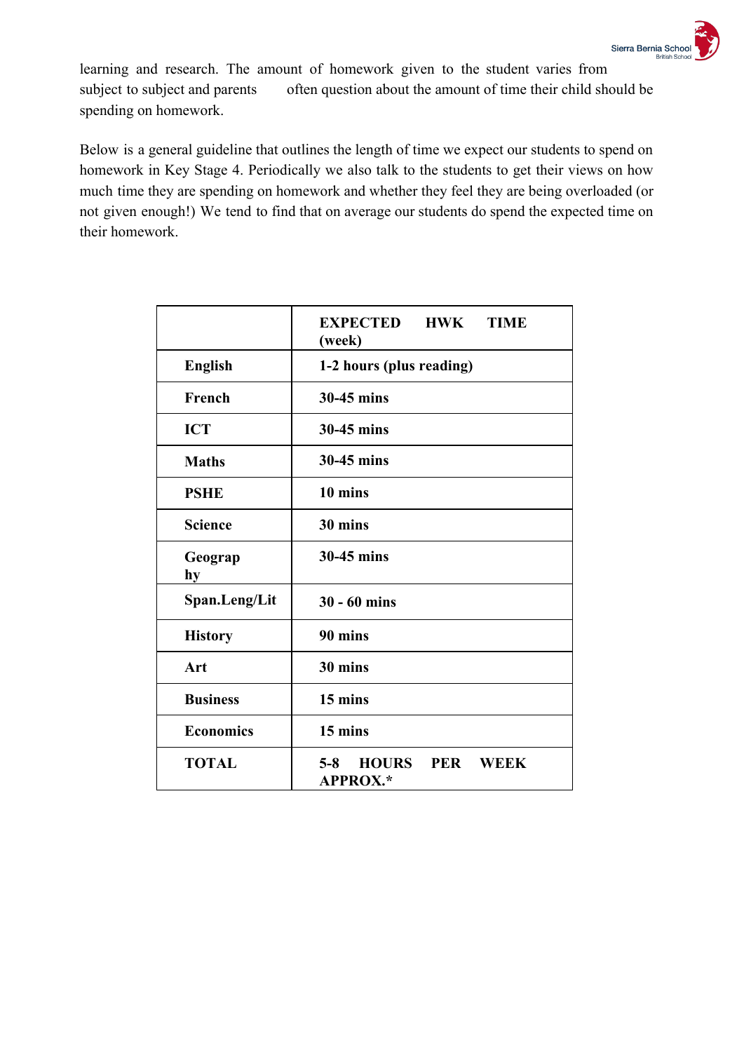learning and research. The amount of homework given to the student varies from subject to subject and parents often question about the amount of time their child should be spending on homework.

Below is a general guideline that outlines the length of time we expect our students to spend on homework in Key Stage 4. Periodically we also talk to the students to get their views on how much time they are spending on homework and whether they feel they are being overloaded (or not given enough!) We tend to find that on average our students do spend the expected time on their homework.

| | **EXPECTED HWK TIME (week)** |
|---|---|
| **English** | **1-2 hours (plus reading)** |
| **French** | **30-45 mins** |
| **ICT** | **30-45 mins** |
| **Maths** | **30-45 mins** |
| **PSHE** | **10 mins** |
| **Science** | **30 mins** |
| **Geography** | **30-45 mins** |
| **Span.Leng/Lit** | **30 - 60 mins** |
| **History** | **90 mins** |
| **Art** | **30 mins** |
| **Business** | **15 mins** |
| **Economics** | **15 mins** |
| **TOTAL** | **5-8 HOURS PER WEEK APPROX.*** |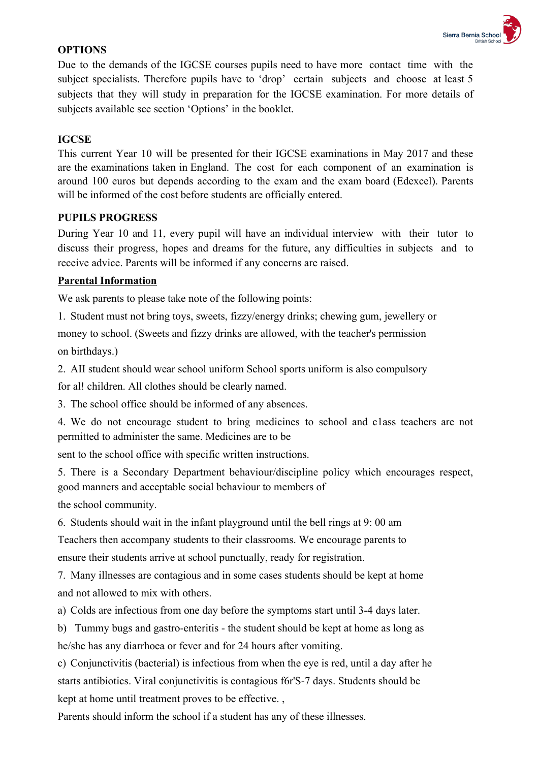**OPTIONS**

Due to the demands of the IGCSE courses pupils need to have more contact time with the subject specialists. Therefore pupils have to 'drop' certain subjects and choose at least 5 subjects that they will study in preparation for the IGCSE examination. For more details of subjects available see section 'Options' in the booklet.

**IGCSE**

This current Year 10 will be presented for their IGCSE examinations in May 2017 and these are the examinations taken in England. The cost for each component of an examination is around 100 euros but depends according to the exam and the exam board (Edexcel). Parents will be informed of the cost before students are officially entered.

**PUPILS PROGRESS**

During Year 10 and 11, every pupil will have an individual interview with their tutor to discuss their progress, hopes and dreams for the future, any difficulties in subjects and to receive advice. Parents will be informed if any concerns are raised.

**Parental Information**

We ask parents to please take note of the following points:

1. Student must not bring toys, sweets, fizzy/energy drinks; chewing gum, jewellery or money to school. (Sweets and fizzy drinks are allowed, with the teacher's permission on birthdays.)

2. AII student should wear school uniform School sports uniform is also compulsory for al! children. All clothes should be clearly named.

3. The school office should be informed of any absences.

4. We do not encourage student to bring medicines to school and c1ass teachers are not permitted to administer the same. Medicines are to be sent to the school office with specific written instructions.

5. There is a Secondary Department behaviour/discipline policy which encourages respect, good manners and acceptable social behaviour to members of the school community.

6. Students should wait in the infant playground until the bell rings at 9: 00 am Teachers then accompany students to their classrooms. We encourage parents to ensure their students arrive at school punctually, ready for registration.

7. Many illnesses are contagious and in some cases students should be kept at home and not allowed to mix with others.

a) Colds are infectious from one day before the symptoms start until 3-4 days later.

b) Tummy bugs and gastro-enteritis - the student should be kept at home as long as he/she has any diarrhoea or fever and for 24 hours after vomiting.

c) Conjunctivitis (bacterial) is infectious from when the eye is red, until a day after he starts antibiotics. Viral conjunctivitis is contagious f6r'S-7 days. Students should be kept at home until treatment proves to be effective. ,

Parents should inform the school if a student has any of these illnesses.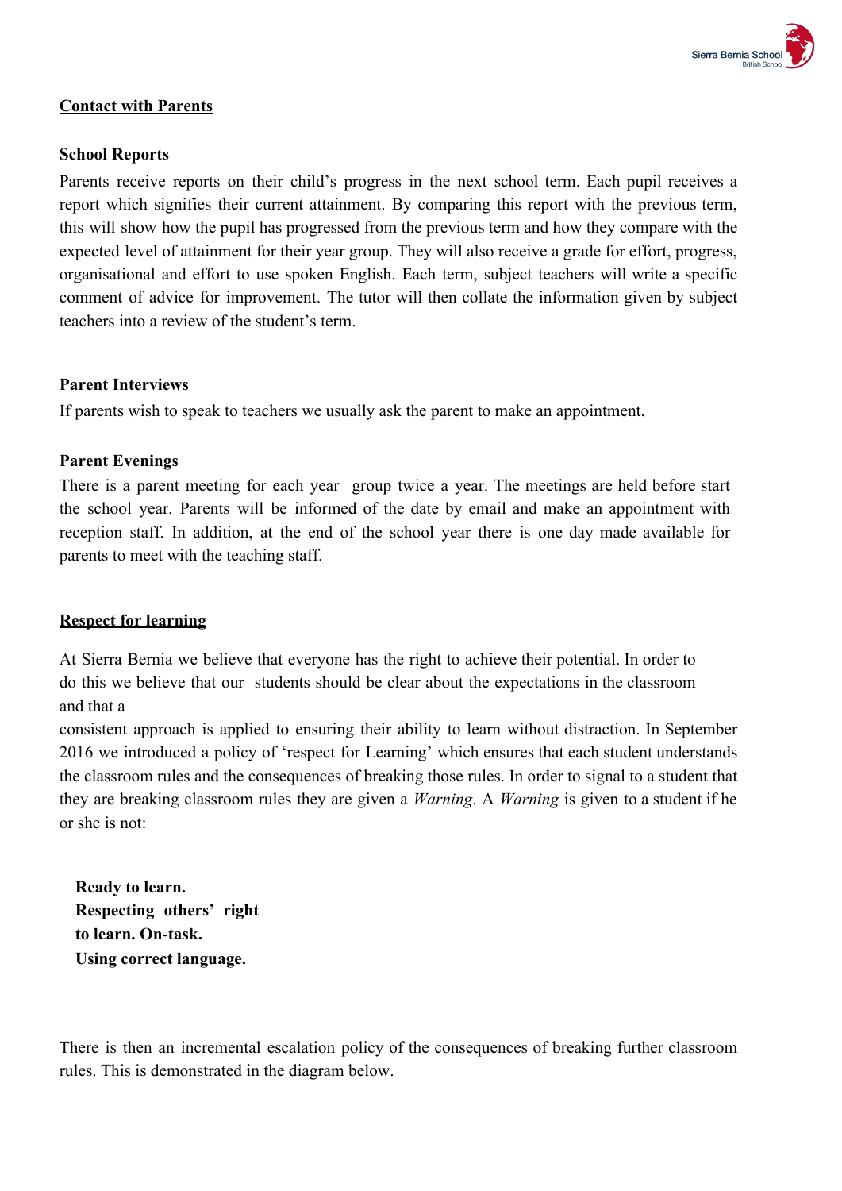## Contact with Parents

### School Reports

Parents receive reports on their child's progress in the next school term. Each pupil receives a report which signifies their current attainment. By comparing this report with the previous term, this will show how the pupil has progressed from the previous term and how they compare with the expected level of attainment for their year group. They will also receive a grade for effort, progress, organisational and effort to use spoken English. Each term, subject teachers will write a specific comment of advice for improvement. The tutor will then collate the information given by subject teachers into a review of the student's term.

### Parent Interviews

If parents wish to speak to teachers we usually ask the parent to make an appointment.

### Parent Evenings

There is a parent meeting for each year group twice a year. The meetings are held before start the school year. Parents will be informed of the date by email and make an appointment with reception staff. In addition, at the end of the school year there is one day made available for parents to meet with the teaching staff.

## Respect for learning

At Sierra Bernia we believe that everyone has the right to achieve their potential. In order to do this we believe that our students should be clear about the expectations in the classroom and that a consistent approach is applied to ensuring their ability to learn without distraction. In September 2016 we introduced a policy of 'respect for Learning' which ensures that each student understands the classroom rules and the consequences of breaking those rules. In order to signal to a student that they are breaking classroom rules they are given a *Warning*. A *Warning* is given to a student if he or she is not:

**Ready to learn.**
**Respecting others' right to learn. On-task.**
**Using correct language.**

There is then an incremental escalation policy of the consequences of breaking further classroom rules. This is demonstrated in the diagram below.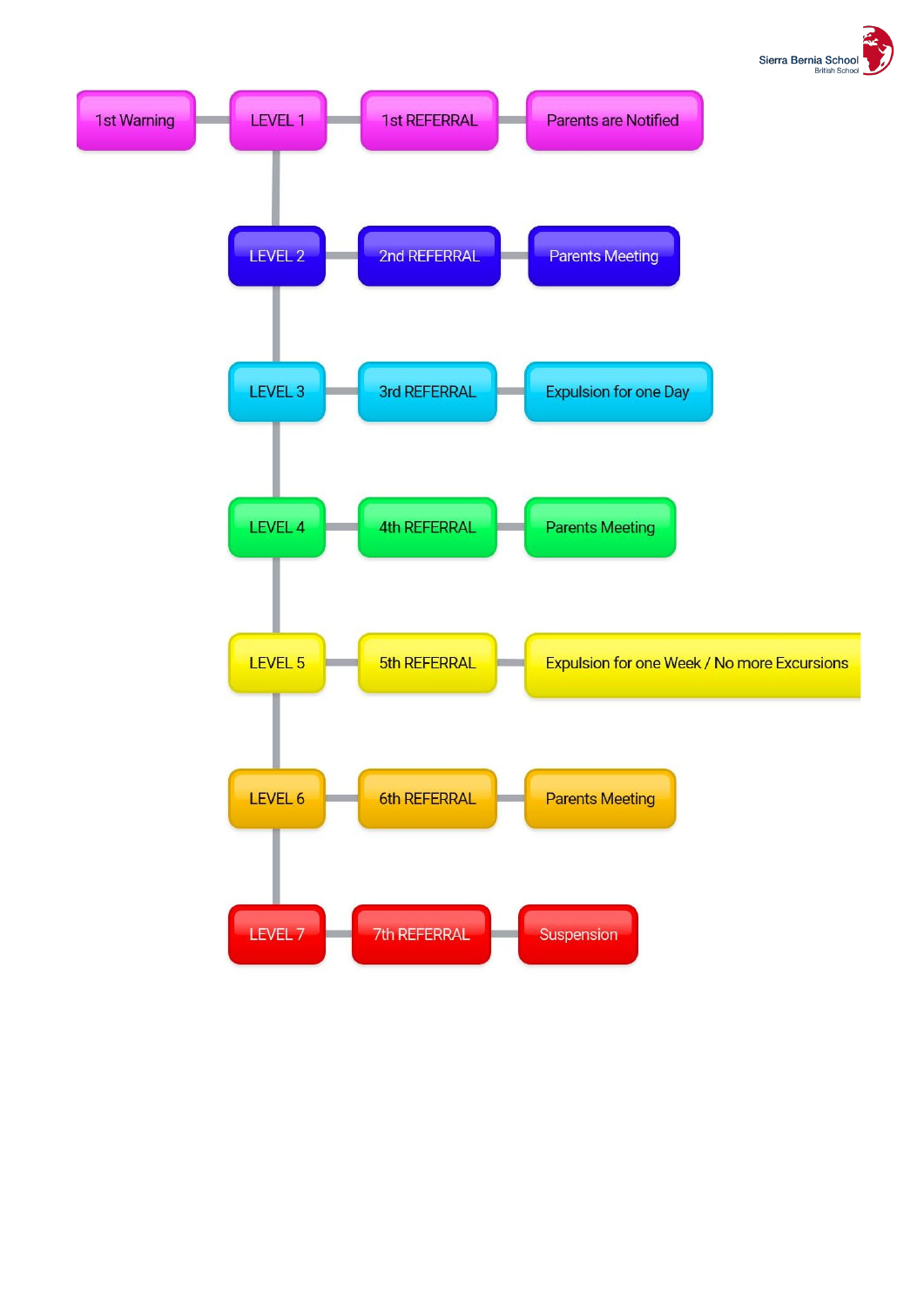| | | | |
|---|---|---|---|
| 1st Warning | LEVEL 1 | 1st REFERRAL | Parents are Notified |
| | LEVEL 2 | 2nd REFERRAL | Parents Meeting |
| | LEVEL 3 | 3rd REFERRAL | Expulsion for one Day |
| | LEVEL 4 | 4th REFERRAL | Parents Meeting |
| | LEVEL 5 | 5th REFERRAL | Expulsion for one Week / No more Excursions |
| | LEVEL 6 | 6th REFERRAL | Parents Meeting |
| | LEVEL 7 | 7th REFERRAL | Suspension |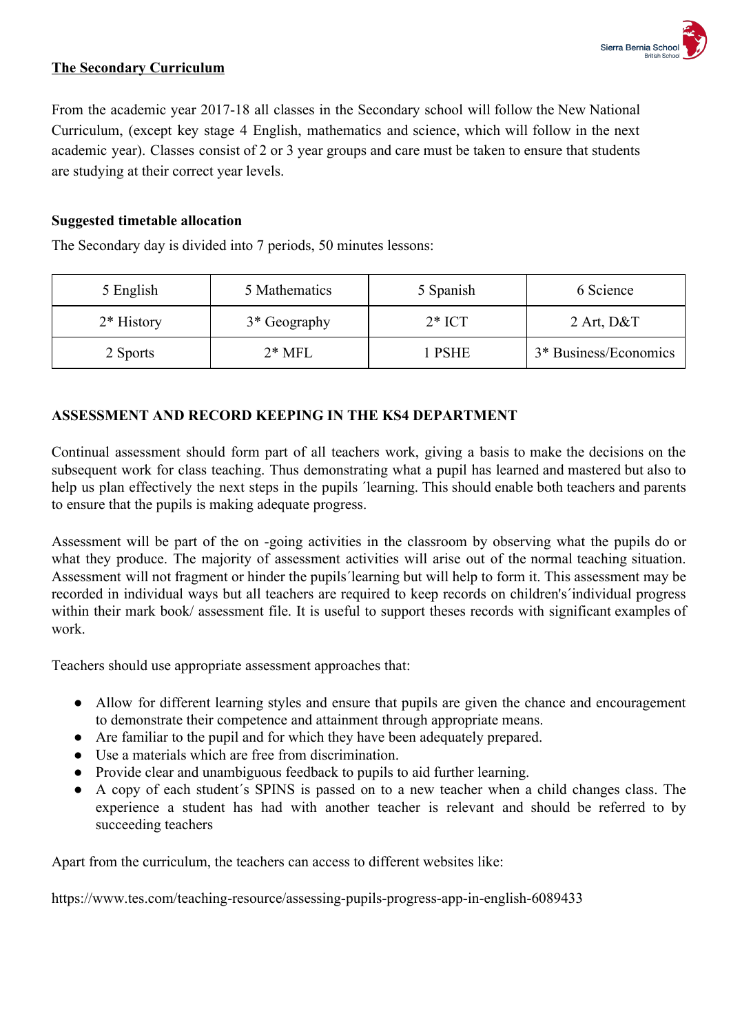**The Secondary Curriculum**

From the academic year 2017-18 all classes in the Secondary school will follow the New National Curriculum, (except key stage 4 English, mathematics and science, which will follow in the next academic year). Classes consist of 2 or 3 year groups and care must be taken to ensure that students are studying at their correct year levels.

**Suggested timetable allocation**

The Secondary day is divided into 7 periods, 50 minutes lessons:

| 5 English | 5 Mathematics | 5 Spanish | 6 Science |
|---|---|---|---|
| 2* History | 3* Geography | 2* ICT | 2 Art, D&T |
| 2 Sports | 2* MFL | 1 PSHE | 3* Business/Economics |

**ASSESSMENT AND RECORD KEEPING IN THE KS4 DEPARTMENT**

Continual assessment should form part of all teachers work, giving a basis to make the decisions on the subsequent work for class teaching. Thus demonstrating what a pupil has learned and mastered but also to help us plan effectively the next steps in the pupils ´learning. This should enable both teachers and parents to ensure that the pupils is making adequate progress.

Assessment will be part of the on -going activities in the classroom by observing what the pupils do or what they produce. The majority of assessment activities will arise out of the normal teaching situation. Assessment will not fragment or hinder the pupils´learning but will help to form it. This assessment may be recorded in individual ways but all teachers are required to keep records on children's´individual progress within their mark book/ assessment file. It is useful to support theses records with significant examples of work.

Teachers should use appropriate assessment approaches that:

- Allow for different learning styles and ensure that pupils are given the chance and encouragement to demonstrate their competence and attainment through appropriate means.
- Are familiar to the pupil and for which they have been adequately prepared.
- Use a materials which are free from discrimination.
- Provide clear and unambiguous feedback to pupils to aid further learning.
- A copy of each student´s SPINS is passed on to a new teacher when a child changes class. The experience a student has had with another teacher is relevant and should be referred to by succeeding teachers

Apart from the curriculum, the teachers can access to different websites like:

https://www.tes.com/teaching-resource/assessing-pupils-progress-app-in-english-6089433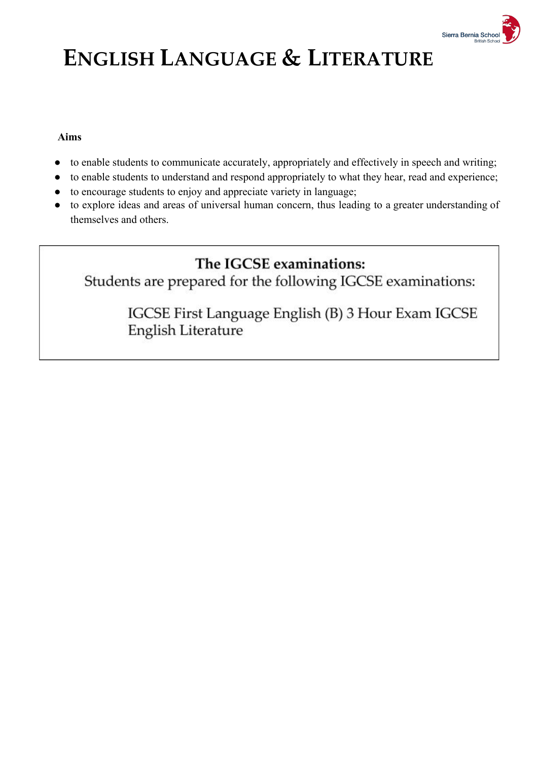# ENGLISH LANGUAGE & LITERATURE

**Aims**

- to enable students to communicate accurately, appropriately and effectively in speech and writing;
- to enable students to understand and respond appropriately to what they hear, read and experience;
- to encourage students to enjoy and appreciate variety in language;
- to explore ideas and areas of universal human concern, thus leading to a greater understanding of themselves and others.

**The IGCSE examinations:**

Students are prepared for the following IGCSE examinations:

IGCSE First Language English (B) 3 Hour Exam IGCSE English Literature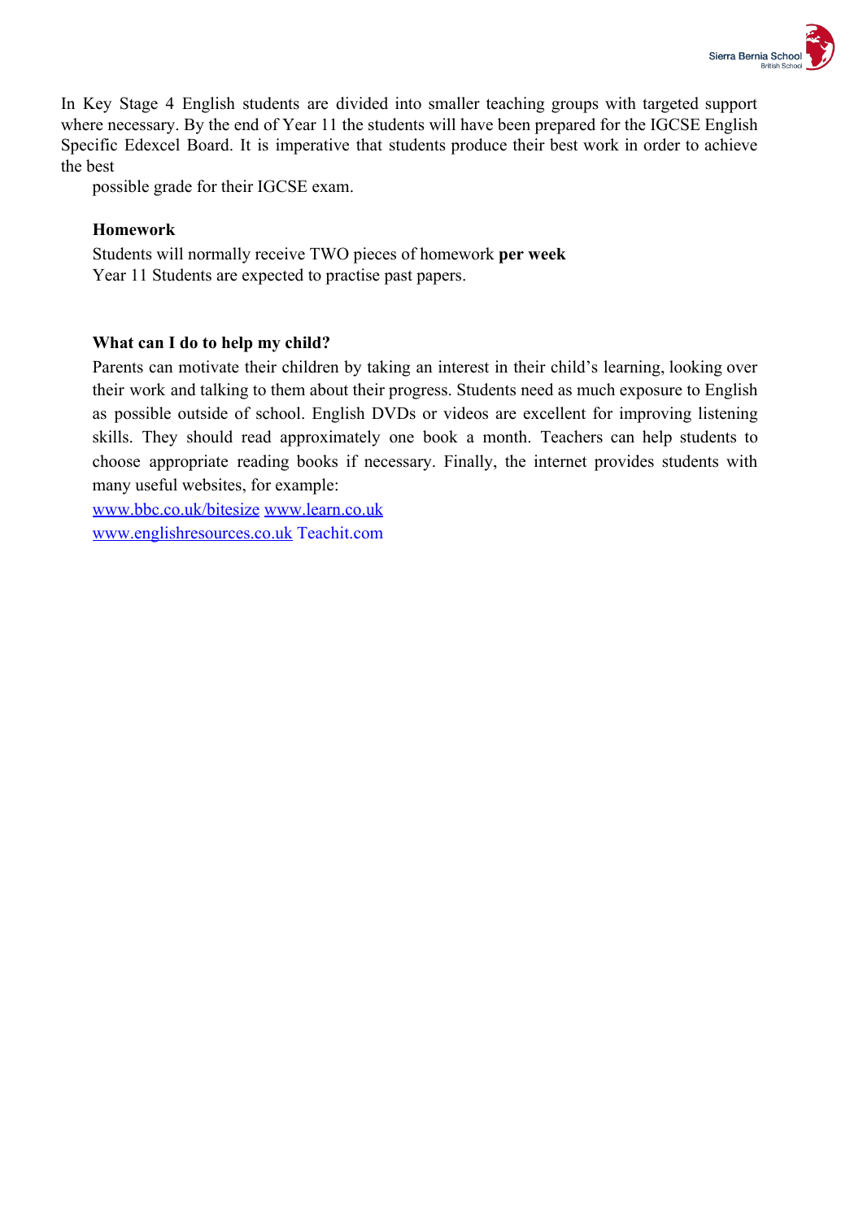In Key Stage 4 English students are divided into smaller teaching groups with targeted support where necessary. By the end of Year 11 the students will have been prepared for the IGCSE English Specific Edexcel Board. It is imperative that students produce their best work in order to achieve the best possible grade for their IGCSE exam.

**Homework**

Students will normally receive TWO pieces of homework **per week**
Year 11 Students are expected to practise past papers.

**What can I do to help my child?**

Parents can motivate their children by taking an interest in their child's learning, looking over their work and talking to them about their progress. Students need as much exposure to English as possible outside of school. English DVDs or videos are excellent for improving listening skills. They should read approximately one book a month. Teachers can help students to choose appropriate reading books if necessary. Finally, the internet provides students with many useful websites, for example:

www.bbc.co.uk/bitesize www.learn.co.uk
www.englishresources.co.uk Teachit.com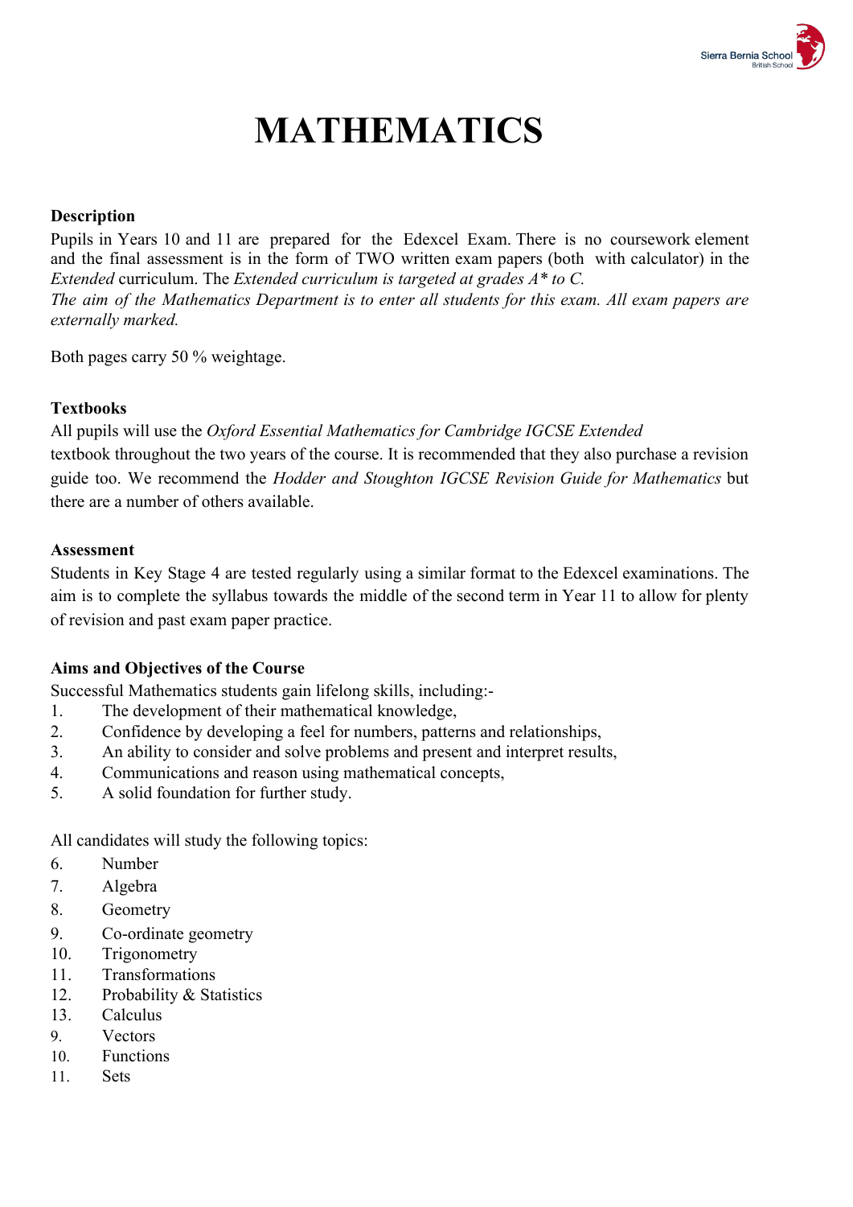# MATHEMATICS

**Description**

Pupils in Years 10 and 11 are prepared for the Edexcel Exam. There is no coursework element and the final assessment is in the form of TWO written exam papers (both with calculator) in the *Extended* curriculum. The *Extended curriculum is targeted at grades A* to C.*

*The aim of the Mathematics Department is to enter all students for this exam. All exam papers are externally marked.*

Both pages carry 50 % weightage.

**Textbooks**

All pupils will use the *Oxford Essential Mathematics for Cambridge IGCSE Extended* textbook throughout the two years of the course. It is recommended that they also purchase a revision guide too. We recommend the *Hodder and Stoughton IGCSE Revision Guide for Mathematics* but there are a number of others available.

**Assessment**

Students in Key Stage 4 are tested regularly using a similar format to the Edexcel examinations. The aim is to complete the syllabus towards the middle of the second term in Year 11 to allow for plenty of revision and past exam paper practice.

**Aims and Objectives of the Course**

Successful Mathematics students gain lifelong skills, including:-

1. The development of their mathematical knowledge,
2. Confidence by developing a feel for numbers, patterns and relationships,
3. An ability to consider and solve problems and present and interpret results,
4. Communications and reason using mathematical concepts,
5. A solid foundation for further study.

All candidates will study the following topics:

6. Number
7. Algebra
8. Geometry
9. Co-ordinate geometry
10. Trigonometry
11. Transformations
12. Probability & Statistics
13. Calculus

9. Vectors
10. Functions
11. Sets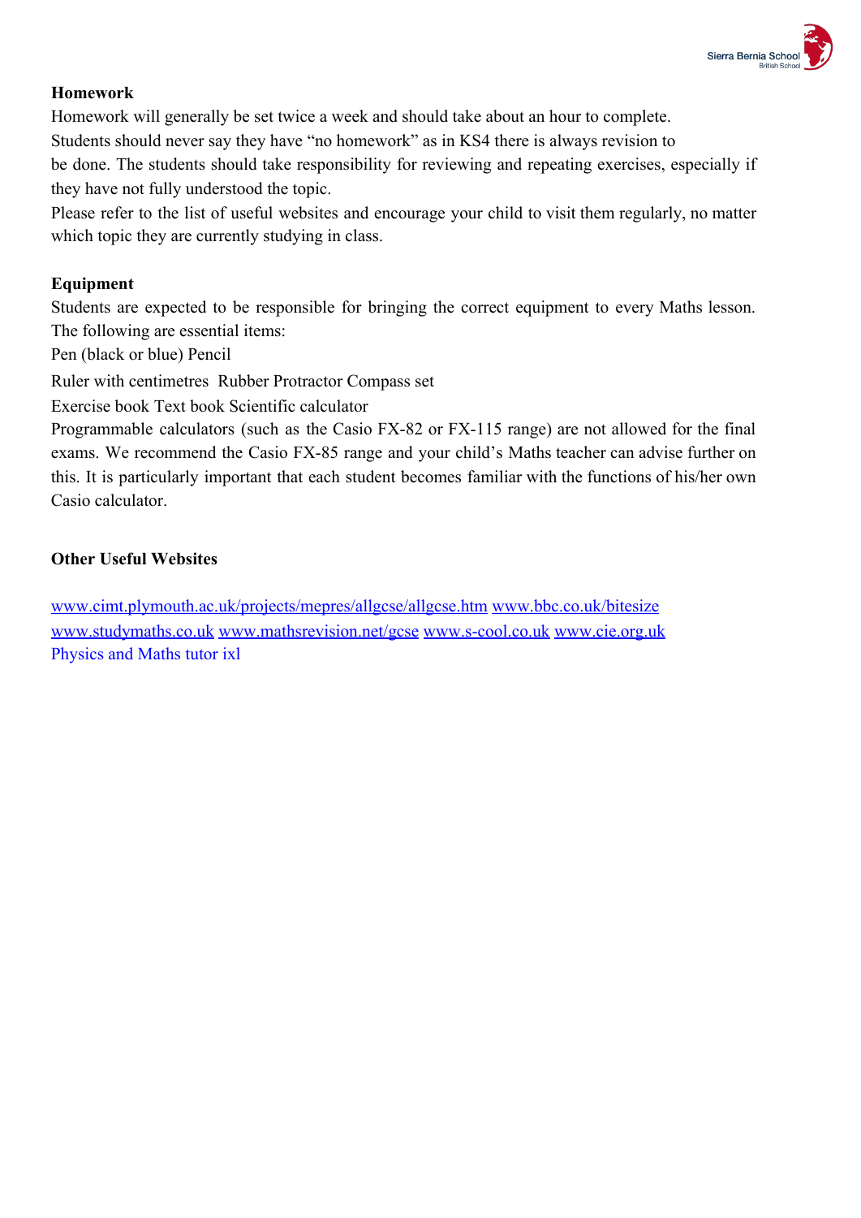**Homework**

Homework will generally be set twice a week and should take about an hour to complete.
Students should never say they have "no homework" as in KS4 there is always revision to be done. The students should take responsibility for reviewing and repeating exercises, especially if they have not fully understood the topic.
Please refer to the list of useful websites and encourage your child to visit them regularly, no matter which topic they are currently studying in class.

**Equipment**

Students are expected to be responsible for bringing the correct equipment to every Maths lesson. The following are essential items:
Pen (black or blue) Pencil
Ruler with centimetres Rubber Protractor Compass set
Exercise book Text book Scientific calculator
Programmable calculators (such as the Casio FX-82 or FX-115 range) are not allowed for the final exams. We recommend the Casio FX-85 range and your child's Maths teacher can advise further on this. It is particularly important that each student becomes familiar with the functions of his/her own Casio calculator.

**Other Useful Websites**

www.cimt.plymouth.ac.uk/projects/mepres/allgcse/allgcse.htm www.bbc.co.uk/bitesize
www.studymaths.co.uk www.mathsrevision.net/gcse www.s-cool.co.uk www.cie.org.uk
Physics and Maths tutor ixl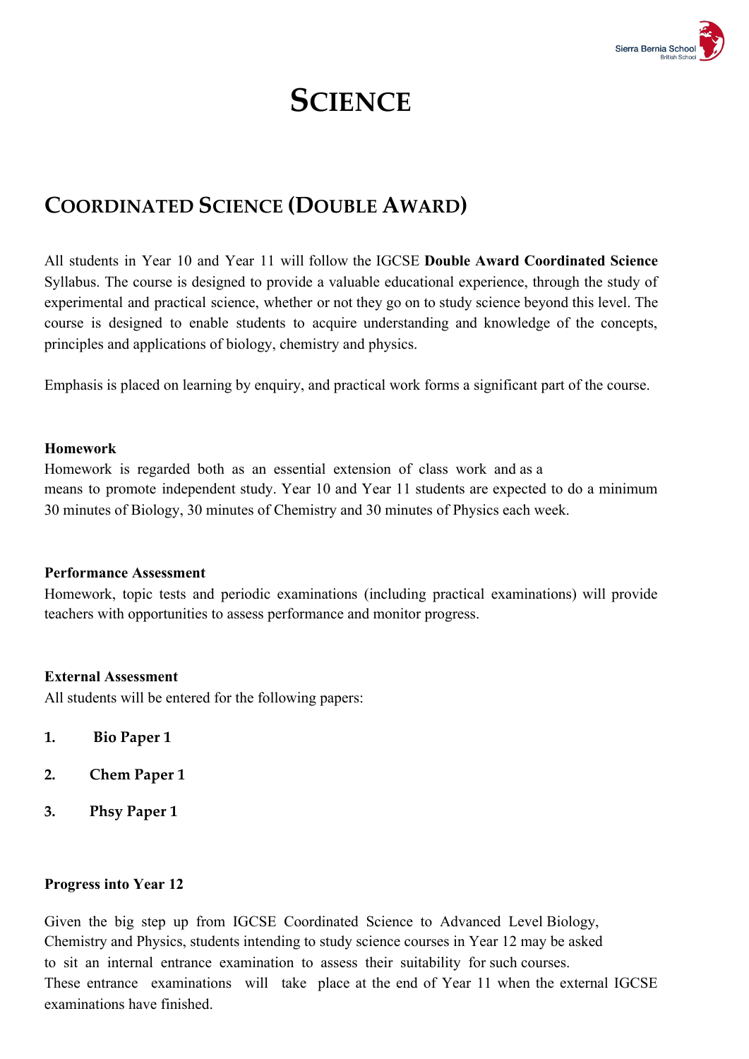# SCIENCE

## COORDINATED SCIENCE (DOUBLE AWARD)

All students in Year 10 and Year 11 will follow the IGCSE **Double Award Coordinated Science** Syllabus. The course is designed to provide a valuable educational experience, through the study of experimental and practical science, whether or not they go on to study science beyond this level. The course is designed to enable students to acquire understanding and knowledge of the concepts, principles and applications of biology, chemistry and physics.

Emphasis is placed on learning by enquiry, and practical work forms a significant part of the course.

**Homework**

Homework is regarded both as an essential extension of class work and as a means to promote independent study. Year 10 and Year 11 students are expected to do a minimum 30 minutes of Biology, 30 minutes of Chemistry and 30 minutes of Physics each week.

**Performance Assessment**

Homework, topic tests and periodic examinations (including practical examinations) will provide teachers with opportunities to assess performance and monitor progress.

**External Assessment**

All students will be entered for the following papers:

1. **Bio Paper 1**
2. **Chem Paper 1**
3. **Phsy Paper 1**

**Progress into Year 12**

Given the big step up from IGCSE Coordinated Science to Advanced Level Biology, Chemistry and Physics, students intending to study science courses in Year 12 may be asked to sit an internal entrance examination to assess their suitability for such courses. These entrance examinations will take place at the end of Year 11 when the external IGCSE examinations have finished.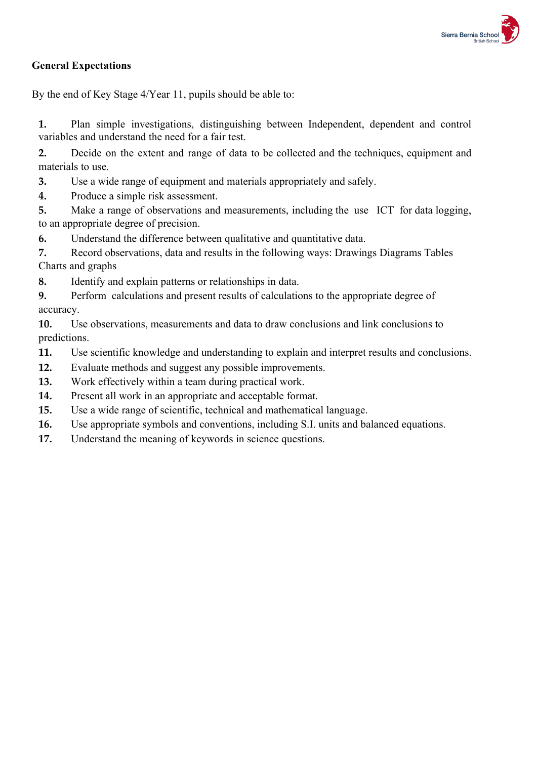**General Expectations**

By the end of Key Stage 4/Year 11, pupils should be able to:

1. Plan simple investigations, distinguishing between Independent, dependent and control variables and understand the need for a fair test.
2. Decide on the extent and range of data to be collected and the techniques, equipment and materials to use.
3. Use a wide range of equipment and materials appropriately and safely.
4. Produce a simple risk assessment.
5. Make a range of observations and measurements, including the use ICT for data logging, to an appropriate degree of precision.
6. Understand the difference between qualitative and quantitative data.
7. Record observations, data and results in the following ways: Drawings Diagrams Tables Charts and graphs
8. Identify and explain patterns or relationships in data.
9. Perform calculations and present results of calculations to the appropriate degree of accuracy.
10. Use observations, measurements and data to draw conclusions and link conclusions to predictions.
11. Use scientific knowledge and understanding to explain and interpret results and conclusions.
12. Evaluate methods and suggest any possible improvements.
13. Work effectively within a team during practical work.
14. Present all work in an appropriate and acceptable format.
15. Use a wide range of scientific, technical and mathematical language.
16. Use appropriate symbols and conventions, including S.I. units and balanced equations.
17. Understand the meaning of keywords in science questions.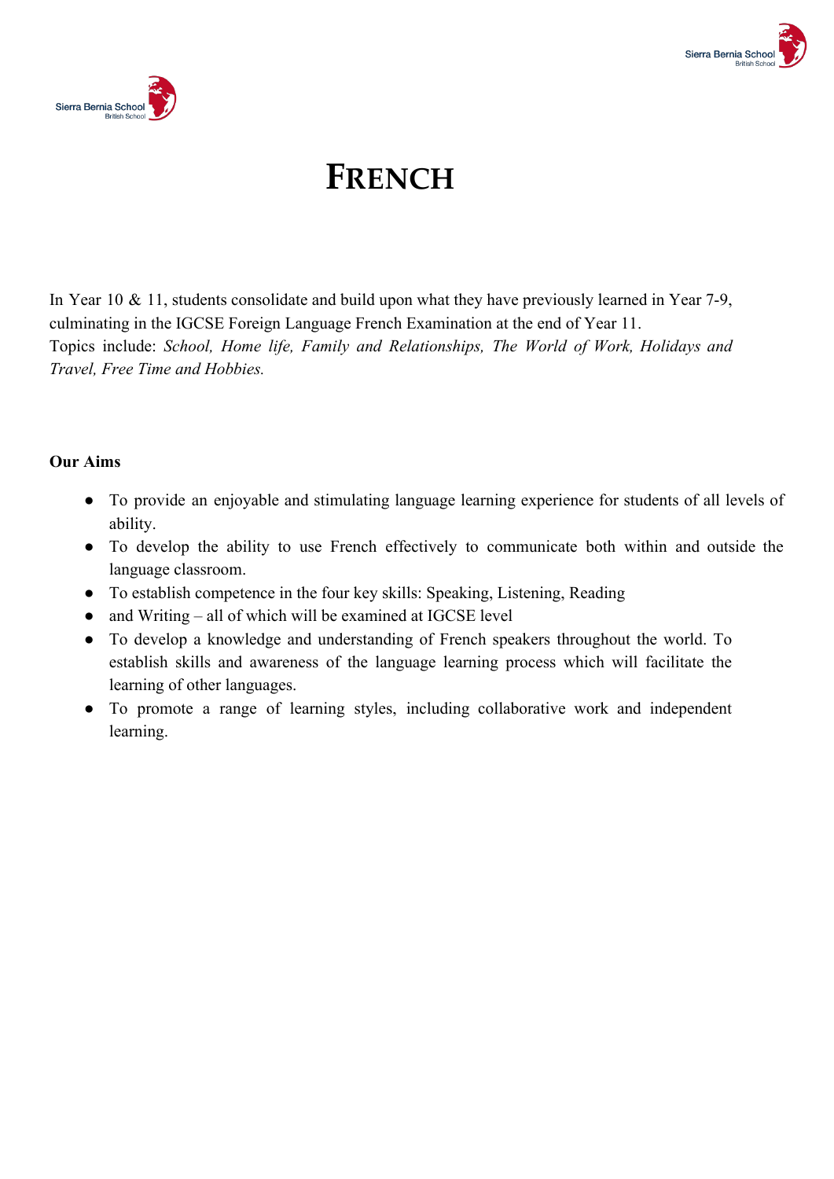# FRENCH

In Year 10 & 11, students consolidate and build upon what they have previously learned in Year 7-9, culminating in the IGCSE Foreign Language French Examination at the end of Year 11.
Topics include: *School, Home life, Family and Relationships, The World of Work, Holidays and Travel, Free Time and Hobbies.*

**Our Aims**

- To provide an enjoyable and stimulating language learning experience for students of all levels of ability.
- To develop the ability to use French effectively to communicate both within and outside the language classroom.
- To establish competence in the four key skills: Speaking, Listening, Reading
- and Writing – all of which will be examined at IGCSE level
- To develop a knowledge and understanding of French speakers throughout the world. To establish skills and awareness of the language learning process which will facilitate the learning of other languages.
- To promote a range of learning styles, including collaborative work and independent learning.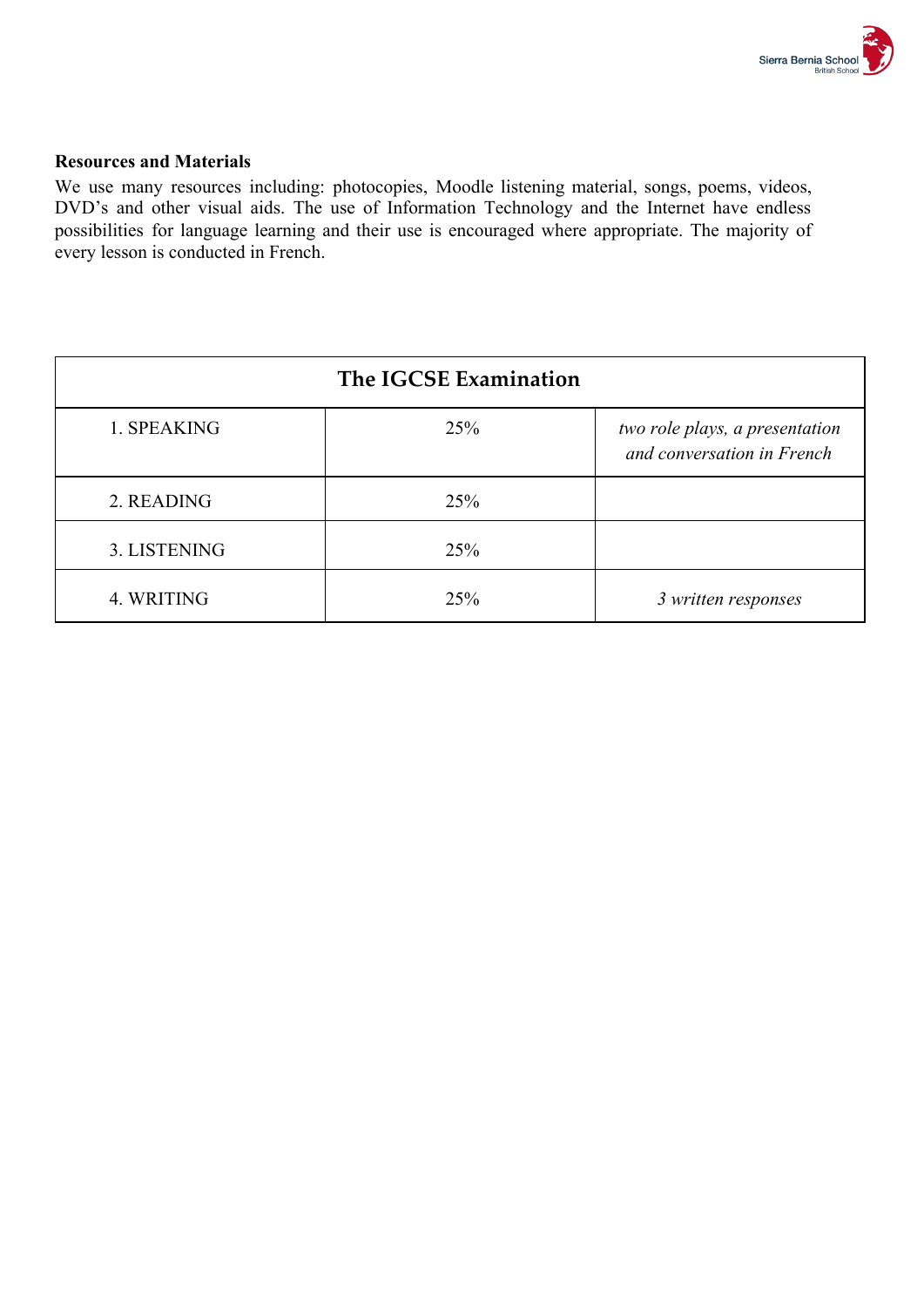**Resources and Materials**

We use many resources including: photocopies, Moodle listening material, songs, poems, videos, DVD's and other visual aids. The use of Information Technology and the Internet have endless possibilities for language learning and their use is encouraged where appropriate. The majority of every lesson is conducted in French.

| The IGCSE Examination | | |
|---|---|---|
| 1. SPEAKING | 25% | *two role plays, a presentation and conversation in French* |
| 2. READING | 25% | |
| 3. LISTENING | 25% | |
| 4. WRITING | 25% | *3 written responses* |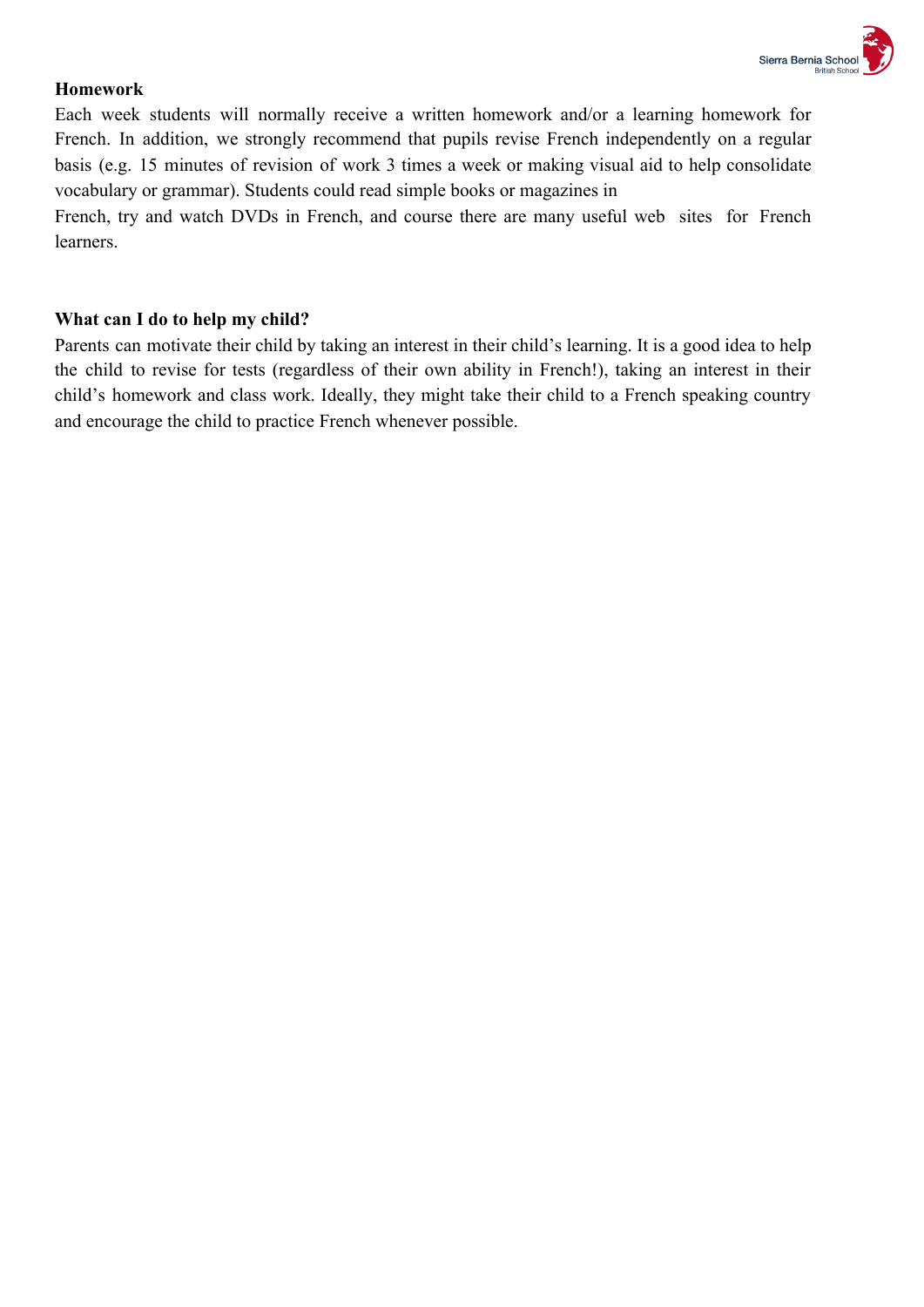**Homework**

Each week students will normally receive a written homework and/or a learning homework for French. In addition, we strongly recommend that pupils revise French independently on a regular basis (e.g. 15 minutes of revision of work 3 times a week or making visual aid to help consolidate vocabulary or grammar). Students could read simple books or magazines in French, try and watch DVDs in French, and course there are many useful web sites for French learners.

**What can I do to help my child?**

Parents can motivate their child by taking an interest in their child's learning. It is a good idea to help the child to revise for tests (regardless of their own ability in French!), taking an interest in their child's homework and class work. Ideally, they might take their child to a French speaking country and encourage the child to practice French whenever possible.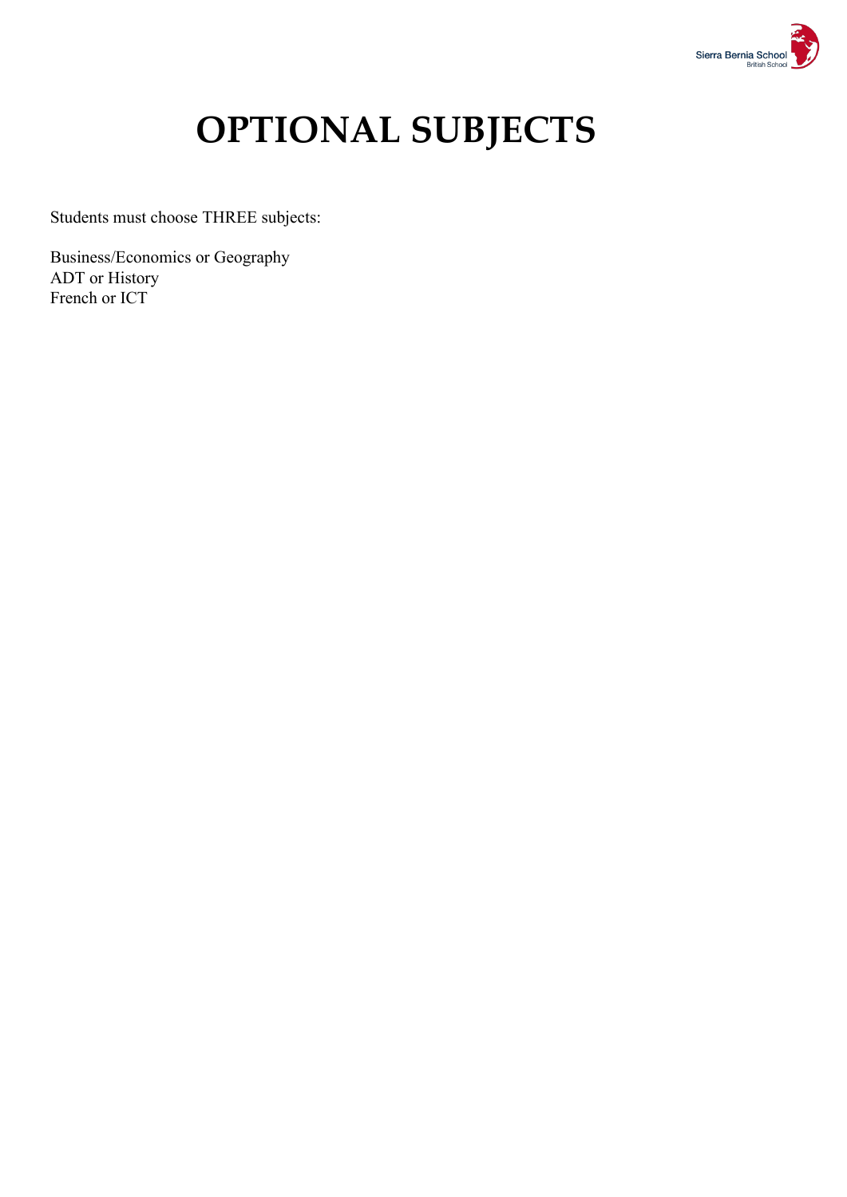# OPTIONAL SUBJECTS

Students must choose THREE subjects:

Business/Economics or Geography
ADT or History
French or ICT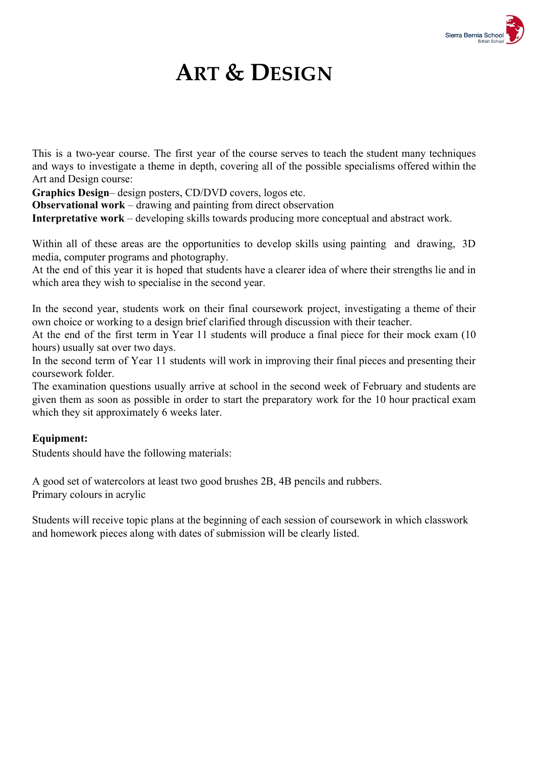# ART & DESIGN

This is a two-year course. The first year of the course serves to teach the student many techniques and ways to investigate a theme in depth, covering all of the possible specialisms offered within the Art and Design course:

**Graphics Design**– design posters, CD/DVD covers, logos etc.
**Observational work** – drawing and painting from direct observation
**Interpretative work** – developing skills towards producing more conceptual and abstract work.

Within all of these areas are the opportunities to develop skills using painting and drawing, 3D media, computer programs and photography.
At the end of this year it is hoped that students have a clearer idea of where their strengths lie and in which area they wish to specialise in the second year.

In the second year, students work on their final coursework project, investigating a theme of their own choice or working to a design brief clarified through discussion with their teacher.
At the end of the first term in Year 11 students will produce a final piece for their mock exam (10 hours) usually sat over two days.
In the second term of Year 11 students will work in improving their final pieces and presenting their coursework folder.
The examination questions usually arrive at school in the second week of February and students are given them as soon as possible in order to start the preparatory work for the 10 hour practical exam which they sit approximately 6 weeks later.

**Equipment:**
Students should have the following materials:

A good set of watercolors at least two good brushes 2B, 4B pencils and rubbers.
Primary colours in acrylic

Students will receive topic plans at the beginning of each session of coursework in which classwork and homework pieces along with dates of submission will be clearly listed.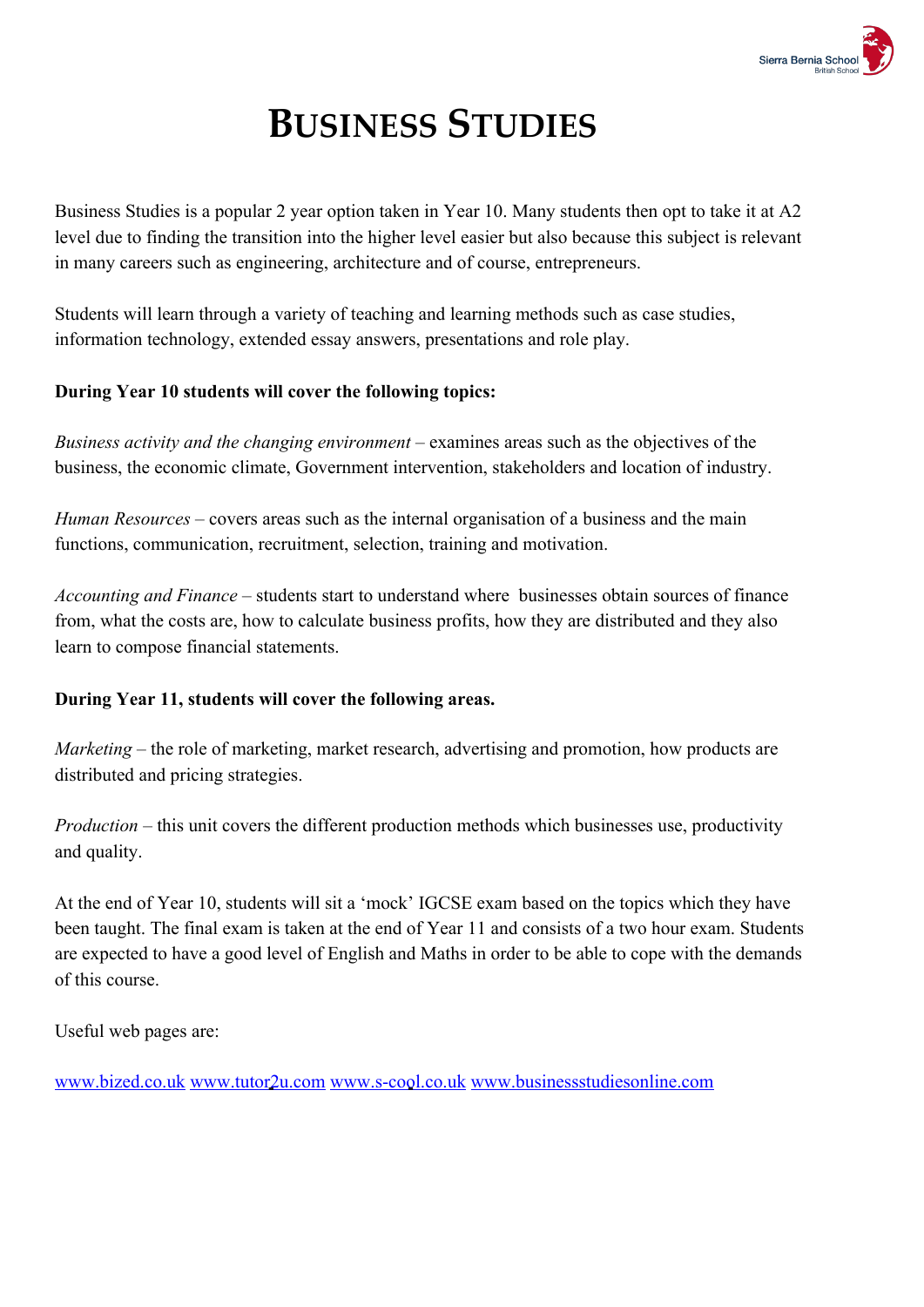# Business Studies

Business Studies is a popular 2 year option taken in Year 10. Many students then opt to take it at A2 level due to finding the transition into the higher level easier but also because this subject is relevant in many careers such as engineering, architecture and of course, entrepreneurs.

Students will learn through a variety of teaching and learning methods such as case studies, information technology, extended essay answers, presentations and role play.

**During Year 10 students will cover the following topics:**

*Business activity and the changing environment* – examines areas such as the objectives of the business, the economic climate, Government intervention, stakeholders and location of industry.

*Human Resources* – covers areas such as the internal organisation of a business and the main functions, communication, recruitment, selection, training and motivation.

*Accounting and Finance* – students start to understand where businesses obtain sources of finance from, what the costs are, how to calculate business profits, how they are distributed and they also learn to compose financial statements.

**During Year 11, students will cover the following areas.**

*Marketing* – the role of marketing, market research, advertising and promotion, how products are distributed and pricing strategies.

*Production* – this unit covers the different production methods which businesses use, productivity and quality.

At the end of Year 10, students will sit a 'mock' IGCSE exam based on the topics which they have been taught. The final exam is taken at the end of Year 11 and consists of a two hour exam. Students are expected to have a good level of English and Maths in order to be able to cope with the demands of this course.

Useful web pages are:

www.bized.co.uk www.tutor2u.com www.s-cool.co.uk www.businessstudiesonline.com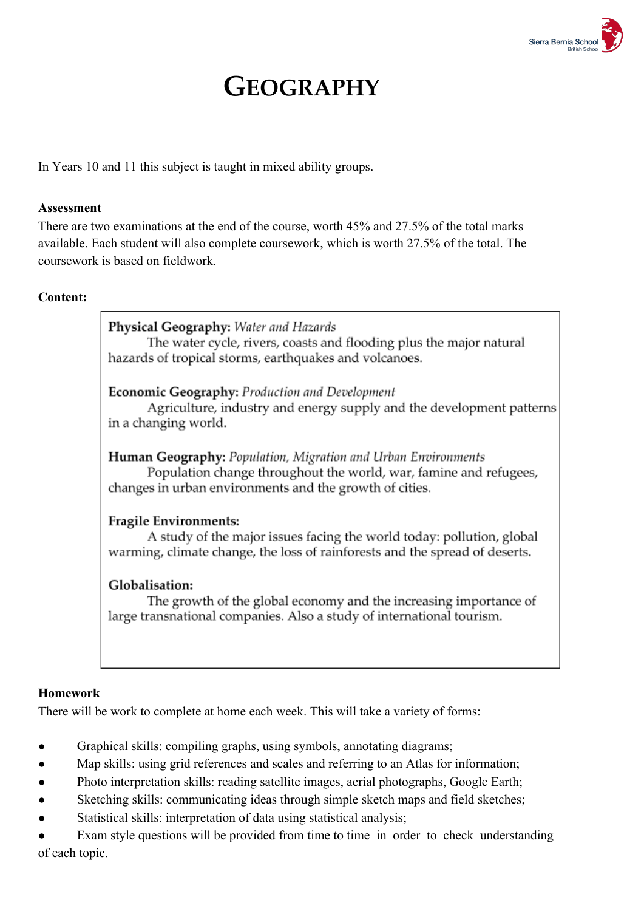# GEOGRAPHY

In Years 10 and 11 this subject is taught in mixed ability groups.

**Assessment**

There are two examinations at the end of the course, worth 45% and 27.5% of the total marks available. Each student will also complete coursework, which is worth 27.5% of the total. The coursework is based on fieldwork.

**Content:**

**Physical Geography:** *Water and Hazards*
The water cycle, rivers, coasts and flooding plus the major natural hazards of tropical storms, earthquakes and volcanoes.

**Economic Geography:** *Production and Development*
Agriculture, industry and energy supply and the development patterns in a changing world.

**Human Geography:** *Population, Migration and Urban Environments*
Population change throughout the world, war, famine and refugees, changes in urban environments and the growth of cities.

**Fragile Environments:**
A study of the major issues facing the world today: pollution, global warming, climate change, the loss of rainforests and the spread of deserts.

**Globalisation:**
The growth of the global economy and the increasing importance of large transnational companies. Also a study of international tourism.

**Homework**

There will be work to complete at home each week. This will take a variety of forms:

- Graphical skills: compiling graphs, using symbols, annotating diagrams;
- Map skills: using grid references and scales and referring to an Atlas for information;
- Photo interpretation skills: reading satellite images, aerial photographs, Google Earth;
- Sketching skills: communicating ideas through simple sketch maps and field sketches;
- Statistical skills: interpretation of data using statistical analysis;
- Exam style questions will be provided from time to time in order to check understanding of each topic.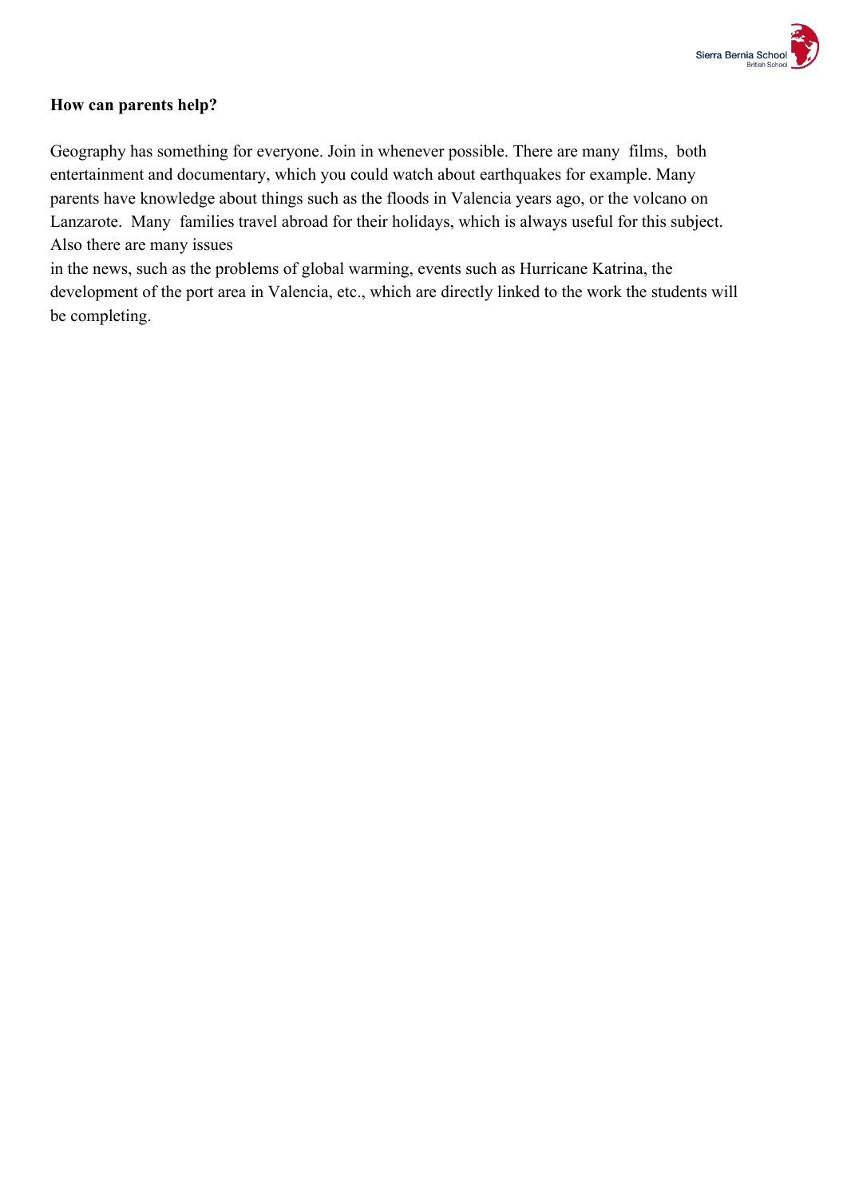**How can parents help?**

Geography has something for everyone. Join in whenever possible. There are many films, both entertainment and documentary, which you could watch about earthquakes for example. Many parents have knowledge about things such as the floods in Valencia years ago, or the volcano on Lanzarote. Many families travel abroad for their holidays, which is always useful for this subject. Also there are many issues in the news, such as the problems of global warming, events such as Hurricane Katrina, the development of the port area in Valencia, etc., which are directly linked to the work the students will be completing.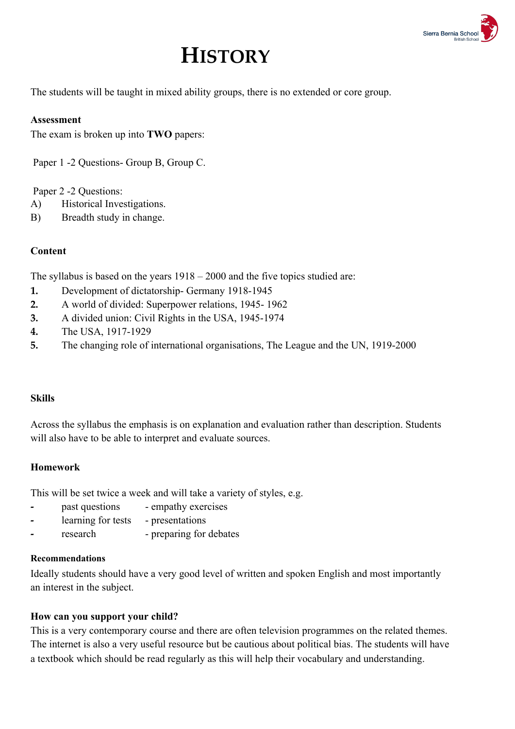# HISTORY

The students will be taught in mixed ability groups, there is no extended or core group.

**Assessment**

The exam is broken up into **TWO** papers:

Paper 1 -2 Questions- Group B, Group C.

Paper 2 -2 Questions:

A) Historical Investigations.

B) Breadth study in change.

**Content**

The syllabus is based on the years 1918 – 2000 and the five topics studied are:

1. Development of dictatorship- Germany 1918-1945
2. A world of divided: Superpower relations, 1945- 1962
3. A divided union: Civil Rights in the USA, 1945-1974
4. The USA, 1917-1929
5. The changing role of international organisations, The League and the UN, 1919-2000

**Skills**

Across the syllabus the emphasis is on explanation and evaluation rather than description. Students will also have to be able to interpret and evaluate sources.

**Homework**

This will be set twice a week and will take a variety of styles, e.g.

- past questions
- learning for tests
- research
- empathy exercises
- presentations
- preparing for debates

**Recommendations**

Ideally students should have a very good level of written and spoken English and most importantly an interest in the subject.

**How can you support your child?**

This is a very contemporary course and there are often television programmes on the related themes. The internet is also a very useful resource but be cautious about political bias. The students will have a textbook which should be read regularly as this will help their vocabulary and understanding.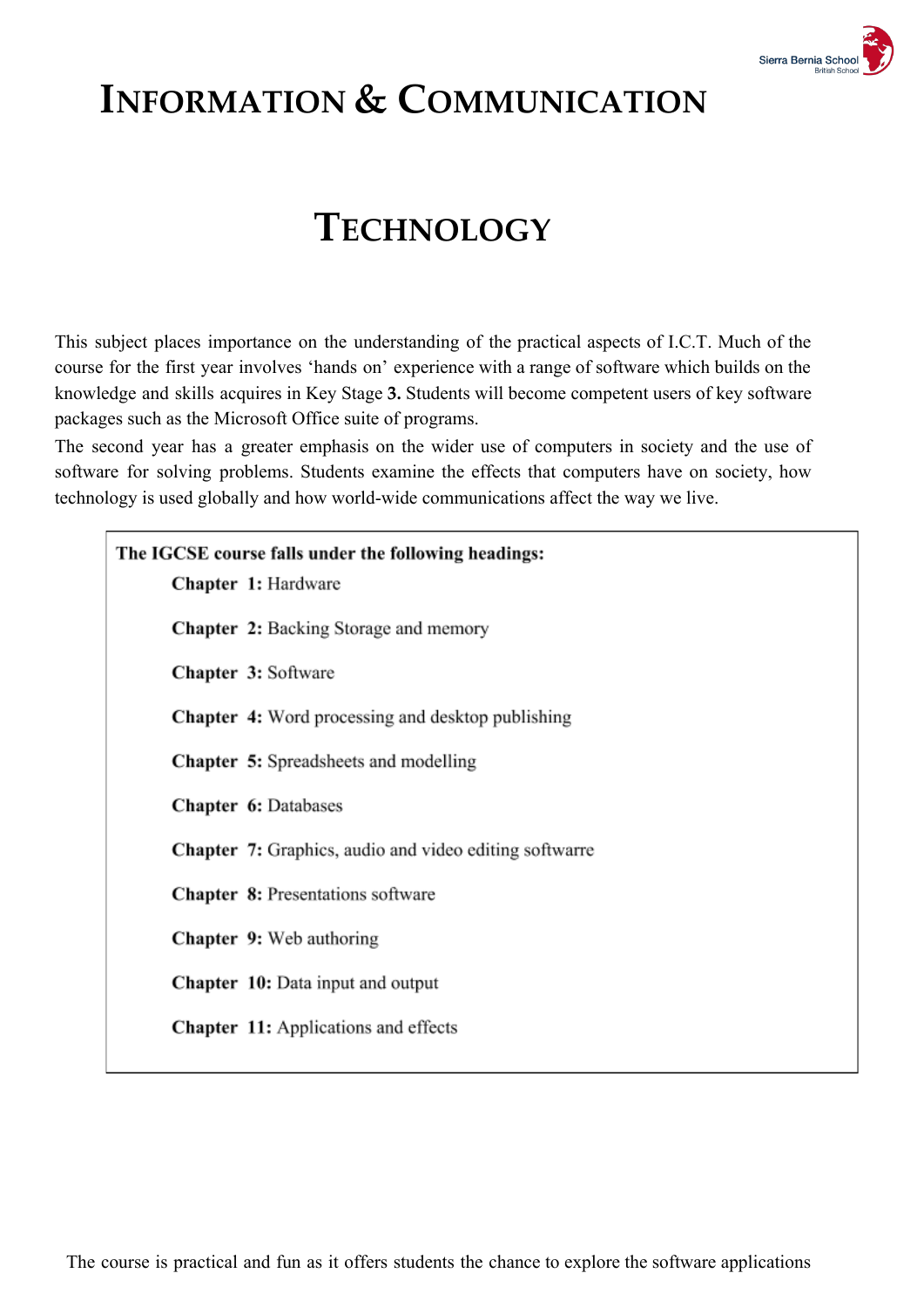# INFORMATION & COMMUNICATION TECHNOLOGY

This subject places importance on the understanding of the practical aspects of I.C.T. Much of the course for the first year involves 'hands on' experience with a range of software which builds on the knowledge and skills acquires in Key Stage **3.** Students will become competent users of key software packages such as the Microsoft Office suite of programs.

The second year has a greater emphasis on the wider use of computers in society and the use of software for solving problems. Students examine the effects that computers have on society, how technology is used globally and how world-wide communications affect the way we live.

**The IGCSE course falls under the following headings:**

- **Chapter 1:** Hardware
- **Chapter 2:** Backing Storage and memory
- **Chapter 3:** Software
- **Chapter 4:** Word processing and desktop publishing
- **Chapter 5:** Spreadsheets and modelling
- **Chapter 6:** Databases
- **Chapter 7:** Graphics, audio and video editing softwarre
- **Chapter 8:** Presentations software
- **Chapter 9:** Web authoring
- **Chapter 10:** Data input and output
- **Chapter 11:** Applications and effects

The course is practical and fun as it offers students the chance to explore the software applications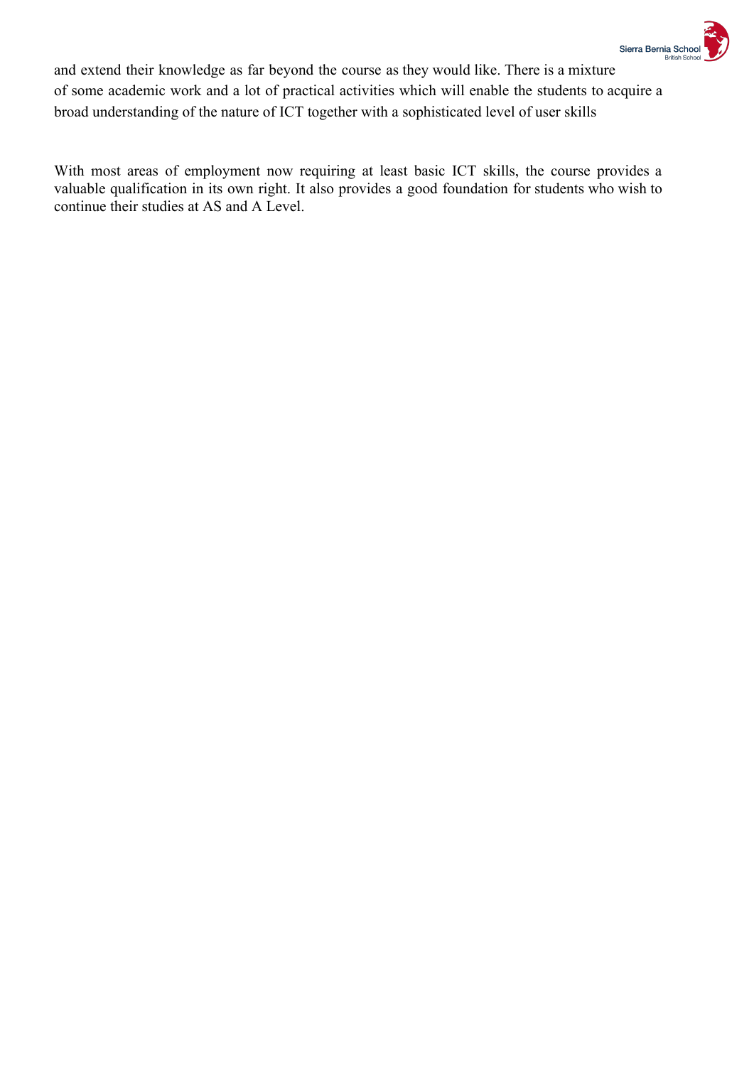and extend their knowledge as far beyond the course as they would like. There is a mixture of some academic work and a lot of practical activities which will enable the students to acquire a broad understanding of the nature of ICT together with a sophisticated level of user skills

With most areas of employment now requiring at least basic ICT skills, the course provides a valuable qualification in its own right. It also provides a good foundation for students who wish to continue their studies at AS and A Level.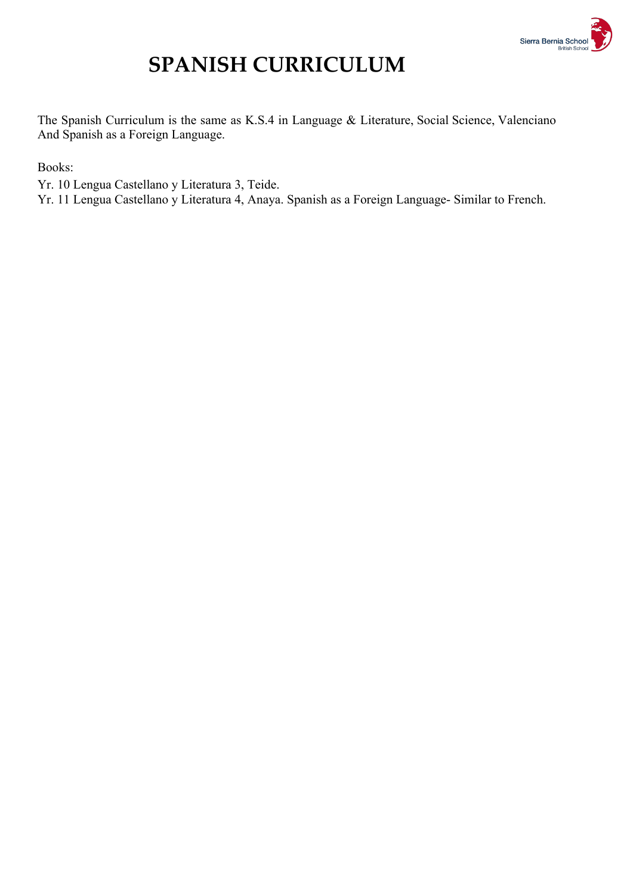# SPANISH CURRICULUM

The Spanish Curriculum is the same as K.S.4 in Language & Literature, Social Science, Valenciano And Spanish as a Foreign Language.

Books:

Yr. 10 Lengua Castellano y Literatura 3, Teide.

Yr. 11 Lengua Castellano y Literatura 4, Anaya. Spanish as a Foreign Language- Similar to French.